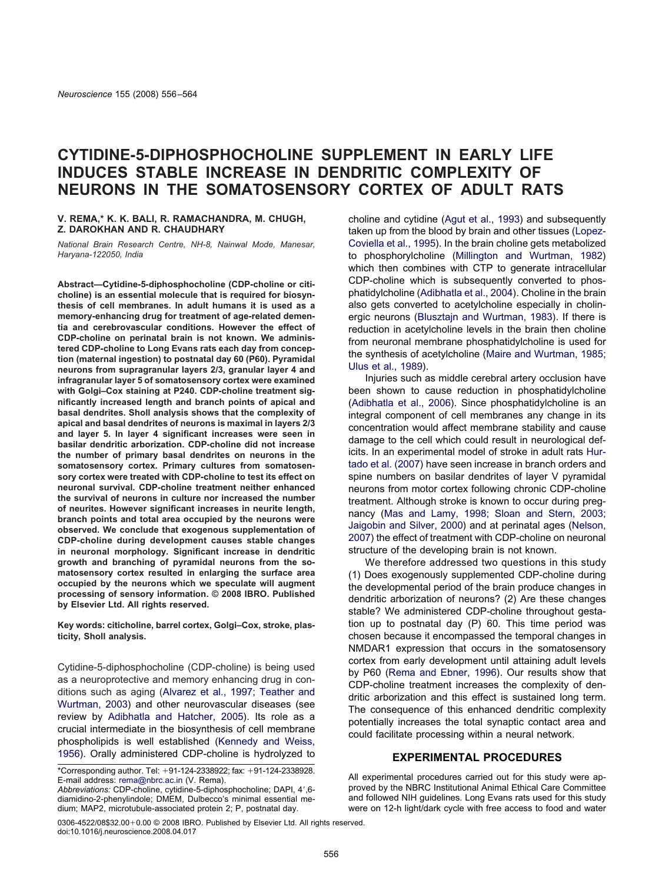# CYTIDINE-5-DIPHOSPHOCHOLINE SUPPLEMENT IN EARLY LIFE INDUCES STABLE INCREASE IN DENDRITIC COMPLEXITY OF NEURONS IN THE SOMATOSENSORY CORTEX OF ADULT RATS

**V. REMA,* K. K. BALI, R. RAMACHANDRA, M. CHUGH, Z. DAROKHAN AND R. CHAUDHARY**

*National Brain Research Centre, NH-8, Nainwal Mode, Manesar, Haryana-122050, India*

**Abstract—Cytidine-5-diphosphocholine (CDP-choline or citicholine) is an essential molecule that is required for biosynthesis of cell membranes. In adult humans it is used as a memory-enhancing drug for treatment of age-related dementia and cerebrovascular conditions. However the effect of CDP-choline on perinatal brain is not known. We administered CDP-choline to Long Evans rats each day from conception (maternal ingestion) to postnatal day 60 (P60). Pyramidal neurons from supragranular layers 2/3, granular layer 4 and infragranular layer 5 of somatosensory cortex were examined with Golgi–Cox staining at P240. CDP-choline treatment significantly increased length and branch points of apical and basal dendrites. Sholl analysis shows that the complexity of apical and basal dendrites of neurons is maximal in layers 2/3 and layer 5. In layer 4 significant increases were seen in basilar dendritic arborization. CDP-choline did not increase the number of primary basal dendrites on neurons in the somatosensory cortex. Primary cultures from somatosensory cortex were treated with CDP-choline to test its effect on neuronal survival. CDP-choline treatment neither enhanced the survival of neurons in culture nor increased the number of neurites. However significant increases in neurite length, branch points and total area occupied by the neurons were observed. We conclude that exogenous supplementation of CDP-choline during development causes stable changes in neuronal morphology. Significant increase in dendritic growth and branching of pyramidal neurons from the somatosensory cortex resulted in enlarging the surface area occupied by the neurons which we speculate will augment processing of sensory information. © 2008 IBRO. Published by Elsevier Ltd. All rights reserved.**

**Key words: citicholine, barrel cortex, Golgi–Cox, stroke, plasticity, Sholl analysis.**

Cytidine-5-diphosphocholine (CDP-choline) is being used as a neuroprotective and memory enhancing drug in conditions such as aging (Alvarez et al., 1997; Teather and Wurtman, 2003) and other neurovascular diseases (see review by Adibhatla and Hatcher, 2005). Its role as a crucial intermediate in the biosynthesis of cell membrane phospholipids is well established (Kennedy and Weiss, 1956). Orally administered CDP-choline is hydrolyzed to choline and cytidine (Agut et al., 1993) and subsequently taken up from the blood by brain and other tissues (Lopez-Coviella et al., 1995). In the brain choline gets metabolized to phosphorylcholine (Millington and Wurtman, 1982) which then combines with CTP to generate intracellular CDP-choline which is subsequently converted to phosphatidylcholine (Adibhatla et al., 2004). Choline in the brain also gets converted to acetylcholine especially in cholinergic neurons (Blusztajn and Wurtman, 1983). If there is reduction in acetylcholine levels in the brain then choline from neuronal membrane phosphatidylcholine is used for the synthesis of acetylcholine (Maire and Wurtman, 1985; Ulus et al., 1989).

Injuries such as middle cerebral artery occlusion have been shown to cause reduction in phosphatidylcholine (Adibhatla et al., 2006). Since phosphatidylcholine is an integral component of cell membranes any change in its concentration would affect membrane stability and cause damage to the cell which could result in neurological deficits. In an experimental model of stroke in adult rats Hurtado et al. (2007) have seen increase in branch orders and spine numbers on basilar dendrites of layer V pyramidal neurons from motor cortex following chronic CDP-choline treatment. Although stroke is known to occur during pregnancy (Mas and Lamy, 1998; Sloan and Stern, 2003; Jaigobin and Silver, 2000) and at perinatal ages (Nelson, 2007) the effect of treatment with CDP-choline on neuronal structure of the developing brain is not known.

We therefore addressed two questions in this study (1) Does exogenously supplemented CDP-choline during the developmental period of the brain produce changes in dendritic arborization of neurons? (2) Are these changes stable? We administered CDP-choline throughout gestation up to postnatal day (P) 60. This time period was chosen because it encompassed the temporal changes in NMDAR1 expression that occurs in the somatosensory cortex from early development until attaining adult levels by P60 (Rema and Ebner, 1996). Our results show that CDP-choline treatment increases the complexity of dendritic arborization and this effect is sustained long term. The consequence of this enhanced dendritic complexity potentially increases the total synaptic contact area and could facilitate processing within a neural network.

## EXPERIMENTAL PROCEDURES

All experimental procedures carried out for this study were approved by the NBRC Institutional Animal Ethical Care Committee and followed NIH guidelines. Long Evans rats used for this study were on 12-h light/dark cycle with free access to food and water

*Corresponding author. Tel: +91-124-2338922; fax: +91-124-2338928. E-mail address: rema@nbrc.ac.in (V. Rema).

*Abbreviations:* CDP-choline, cytidine-5-diphosphocholine; DAPI, 4′,6-diamidino-2-phenylindole; DMEM, Dulbecco's minimal essential medium; MAP2, microtubule-associated protein 2; P, postnatal day.

0306-4522/08$32.00+0.00 © 2008 IBRO. Published by Elsevier Ltd. All rights reserved.
doi:10.1016/j.neuroscience.2008.04.017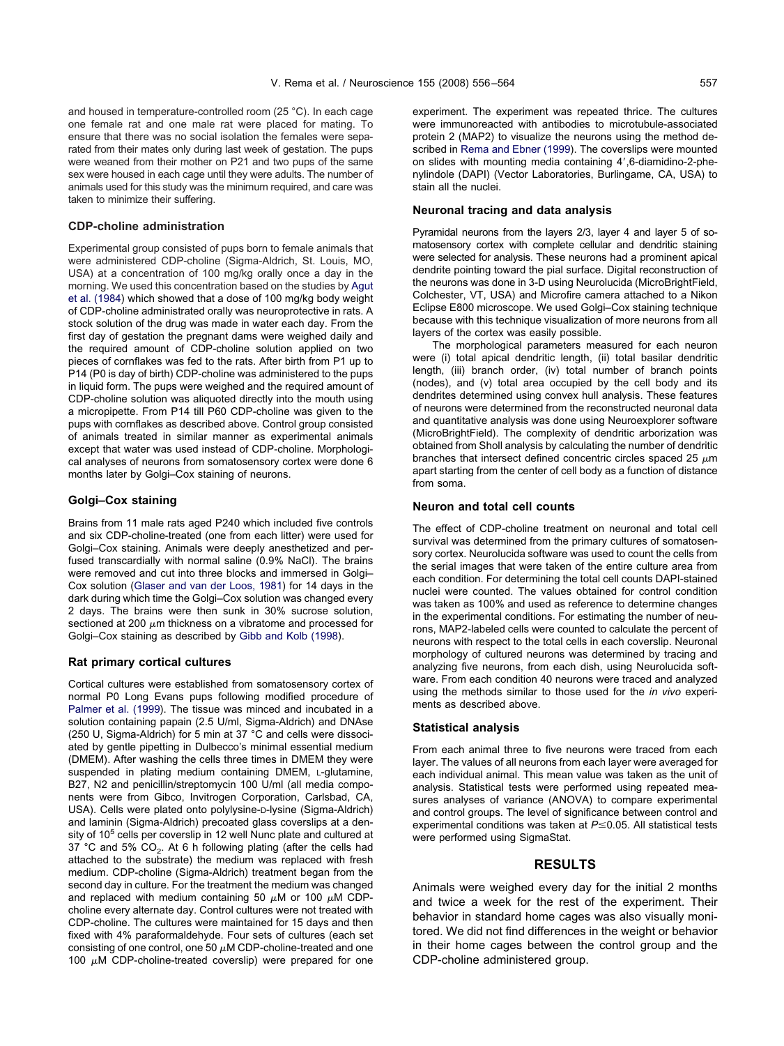and housed in temperature-controlled room (25 °C). In each cage one female rat and one male rat were placed for mating. To ensure that there was no social isolation the females were separated from their mates only during last week of gestation. The pups were weaned from their mother on P21 and two pups of the same sex were housed in each cage until they were adults. The number of animals used for this study was the minimum required, and care was taken to minimize their suffering.

### CDP-choline administration

Experimental group consisted of pups born to female animals that were administered CDP-choline (Sigma-Aldrich, St. Louis, MO, USA) at a concentration of 100 mg/kg orally once a day in the morning. We used this concentration based on the studies by Agut et al. (1984) which showed that a dose of 100 mg/kg body weight of CDP-choline administrated orally was neuroprotective in rats. A stock solution of the drug was made in water each day. From the first day of gestation the pregnant dams were weighed daily and the required amount of CDP-choline solution applied on two pieces of cornflakes was fed to the rats. After birth from P1 up to P14 (P0 is day of birth) CDP-choline was administered to the pups in liquid form. The pups were weighed and the required amount of CDP-choline solution was aliquoted directly into the mouth using a micropipette. From P14 till P60 CDP-choline was given to the pups with cornflakes as described above. Control group consisted of animals treated in similar manner as experimental animals except that water was used instead of CDP-choline. Morphological analyses of neurons from somatosensory cortex were done 6 months later by Golgi–Cox staining of neurons.

### Golgi–Cox staining

Brains from 11 male rats aged P240 which included five controls and six CDP-choline-treated (one from each litter) were used for Golgi–Cox staining. Animals were deeply anesthetized and perfused transcardially with normal saline (0.9% NaCl). The brains were removed and cut into three blocks and immersed in Golgi–Cox solution (Glaser and van der Loos, 1981) for 14 days in the dark during which time the Golgi–Cox solution was changed every 2 days. The brains were then sunk in 30% sucrose solution, sectioned at 200 $\mu$m thickness on a vibratome and processed for Golgi–Cox staining as described by Gibb and Kolb (1998).

### Rat primary cortical cultures

Cortical cultures were established from somatosensory cortex of normal P0 Long Evans pups following modified procedure of Palmer et al. (1999). The tissue was minced and incubated in a solution containing papain (2.5 U/ml, Sigma-Aldrich) and DNAse (250 U, Sigma-Aldrich) for 5 min at 37 °C and cells were dissociated by gentle pipetting in Dulbecco's minimal essential medium (DMEM). After washing the cells three times in DMEM they were suspended in plating medium containing DMEM, L-glutamine, B27, N2 and penicillin/streptomycin 100 U/ml (all media components were from Gibco, Invitrogen Corporation, Carlsbad, CA, USA). Cells were plated onto polylysine-D-lysine (Sigma-Aldrich) and laminin (Sigma-Aldrich) precoated glass coverslips at a density of $10^5$ cells per coverslip in 12 well Nunc plate and cultured at 37 °C and 5% $CO_2$. At 6 h following plating (after the cells had attached to the substrate) the medium was replaced with fresh medium. CDP-choline (Sigma-Aldrich) treatment began from the second day in culture. For the treatment the medium was changed and replaced with medium containing 50 $\mu$M or 100 $\mu$M CDP-choline every alternate day. Control cultures were not treated with CDP-choline. The cultures were maintained for 15 days and then fixed with 4% paraformaldehyde. Four sets of cultures (each set consisting of one control, one 50 $\mu$M CDP-choline-treated and one 100 $\mu$M CDP-choline-treated coverslip) were prepared for one experiment. The experiment was repeated thrice. The cultures were immunoreacted with antibodies to microtubule-associated protein 2 (MAP2) to visualize the neurons using the method described in Rema and Ebner (1999). The coverslips were mounted on slides with mounting media containing 4′,6-diamidino-2-phenylindole (DAPI) (Vector Laboratories, Burlingame, CA, USA) to stain all the nuclei.

### Neuronal tracing and data analysis

Pyramidal neurons from the layers 2/3, layer 4 and layer 5 of somatosensory cortex with complete cellular and dendritic staining were selected for analysis. These neurons had a prominent apical dendrite pointing toward the pial surface. Digital reconstruction of the neurons was done in 3-D using Neurolucida (MicroBrightField, Colchester, VT, USA) and Microfire camera attached to a Nikon Eclipse E800 microscope. We used Golgi–Cox staining technique because with this technique visualization of more neurons from all layers of the cortex was easily possible.

The morphological parameters measured for each neuron were (i) total apical dendritic length, (ii) total basilar dendritic length, (iii) branch order, (iv) total number of branch points (nodes), and (v) total area occupied by the cell body and its dendrites determined using convex hull analysis. These features of neurons were determined from the reconstructed neuronal data and quantitative analysis was done using Neuroexplorer software (MicroBrightField). The complexity of dendritic arborization was obtained from Sholl analysis by calculating the number of dendritic branches that intersect defined concentric circles spaced 25 $\mu$m apart starting from the center of cell body as a function of distance from soma.

### Neuron and total cell counts

The effect of CDP-choline treatment on neuronal and total cell survival was determined from the primary cultures of somatosensory cortex. Neurolucida software was used to count the cells from the serial images that were taken of the entire culture area from each condition. For determining the total cell counts DAPI-stained nuclei were counted. The values obtained for control condition was taken as 100% and used as reference to determine changes in the experimental conditions. For estimating the number of neurons, MAP2-labeled cells were counted to calculate the percent of neurons with respect to the total cells in each coverslip. Neuronal morphology of cultured neurons was determined by tracing and analyzing five neurons, from each dish, using Neurolucida software. From each condition 40 neurons were traced and analyzed using the methods similar to those used for the *in vivo* experiments as described above.

### Statistical analysis

From each animal three to five neurons were traced from each layer. The values of all neurons from each layer were averaged for each individual animal. This mean value was taken as the unit of analysis. Statistical tests were performed using repeated measures analyses of variance (ANOVA) to compare experimental and control groups. The level of significance between control and experimental conditions was taken at $P \leq 0.05$. All statistical tests were performed using SigmaStat.

## RESULTS

Animals were weighed every day for the initial 2 months and twice a week for the rest of the experiment. Their behavior in standard home cages was also visually monitored. We did not find differences in the weight or behavior in their home cages between the control group and the CDP-choline administered group.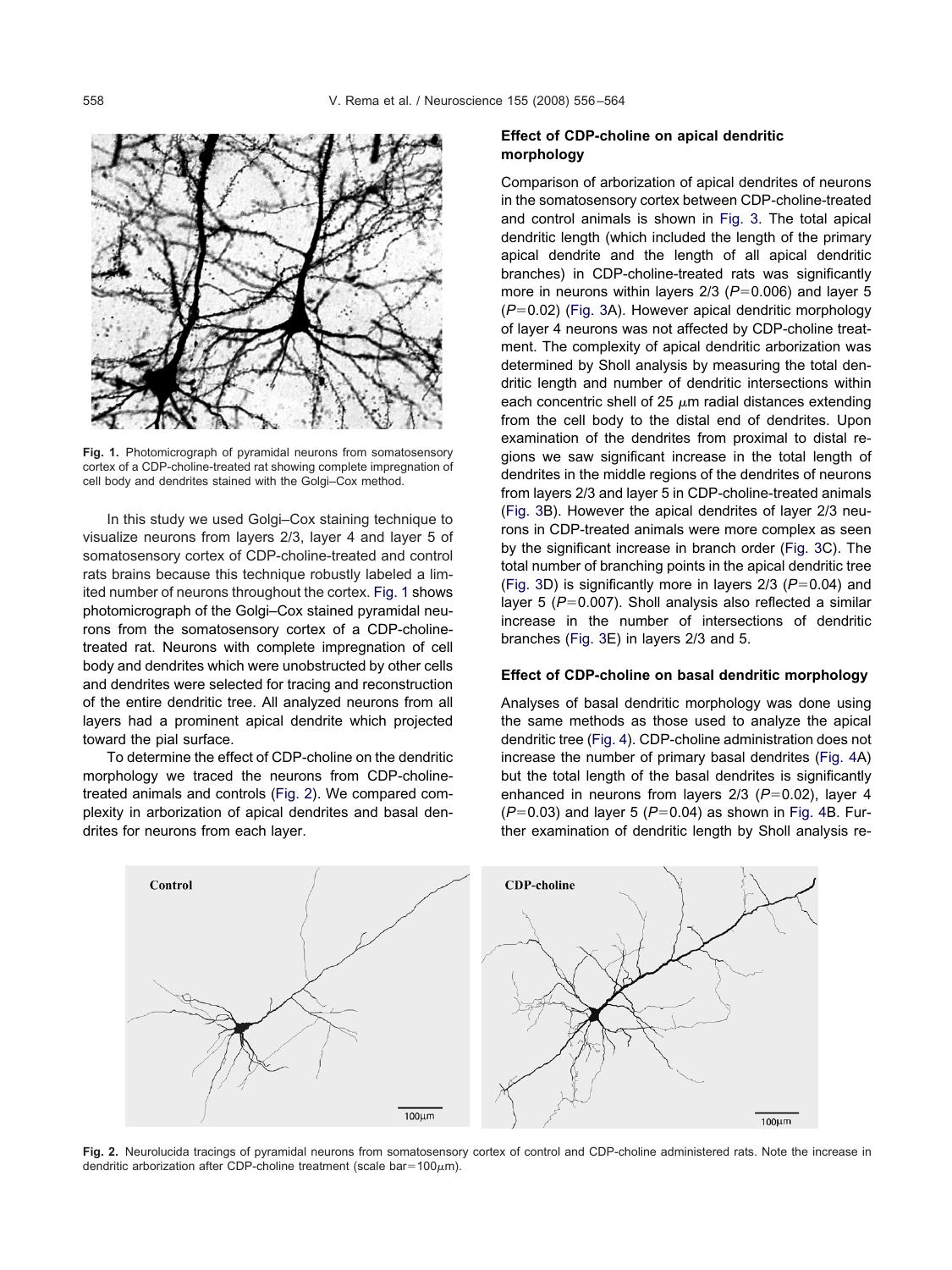Fig. 1. Photomicrograph of pyramidal neurons from somatosensory cortex of a CDP-choline-treated rat showing complete impregnation of cell body and dendrites stained with the Golgi–Cox method.

In this study we used Golgi–Cox staining technique to visualize neurons from layers 2/3, layer 4 and layer 5 of somatosensory cortex of CDP-choline-treated and control rats brains because this technique robustly labeled a limited number of neurons throughout the cortex. Fig. 1 shows photomicrograph of the Golgi–Cox stained pyramidal neurons from the somatosensory cortex of a CDP-choline-treated rat. Neurons with complete impregnation of cell body and dendrites which were unobstructed by other cells and dendrites were selected for tracing and reconstruction of the entire dendritic tree. All analyzed neurons from all layers had a prominent apical dendrite which projected toward the pial surface.

To determine the effect of CDP-choline on the dendritic morphology we traced the neurons from CDP-choline-treated animals and controls (Fig. 2). We compared complexity in arborization of apical dendrites and basal dendrites for neurons from each layer.

### Effect of CDP-choline on apical dendritic morphology

Comparison of arborization of apical dendrites of neurons in the somatosensory cortex between CDP-choline-treated and control animals is shown in Fig. 3. The total apical dendritic length (which included the length of the primary apical dendrite and the length of all apical dendritic branches) in CDP-choline-treated rats was significantly more in neurons within layers 2/3 ($P=0.006$) and layer 5 ($P=0.02$) (Fig. 3A). However apical dendritic morphology of layer 4 neurons was not affected by CDP-choline treatment. The complexity of apical dendritic arborization was determined by Sholl analysis by measuring the total dendritic length and number of dendritic intersections within each concentric shell of 25 $\mu$m radial distances extending from the cell body to the distal end of dendrites. Upon examination of the dendrites from proximal to distal regions we saw significant increase in the total length of dendrites in the middle regions of the dendrites of neurons from layers 2/3 and layer 5 in CDP-choline-treated animals (Fig. 3B). However the apical dendrites of layer 2/3 neurons in CDP-treated animals were more complex as seen by the significant increase in branch order (Fig. 3C). The total number of branching points in the apical dendritic tree (Fig. 3D) is significantly more in layers 2/3 ($P=0.04$) and layer 5 ($P=0.007$). Sholl analysis also reflected a similar increase in the number of intersections of dendritic branches (Fig. 3E) in layers 2/3 and 5.

### Effect of CDP-choline on basal dendritic morphology

Analyses of basal dendritic morphology was done using the same methods as those used to analyze the apical dendritic tree (Fig. 4). CDP-choline administration does not increase the number of primary basal dendrites (Fig. 4A) but the total length of the basal dendrites is significantly enhanced in neurons from layers 2/3 ($P=0.02$), layer 4 ($P=0.03$) and layer 5 ($P=0.04$) as shown in Fig. 4B. Further examination of dendritic length by Sholl analysis re-

Fig. 2. Neurolucida tracings of pyramidal neurons from somatosensory cortex of control and CDP-choline administered rats. Note the increase in dendritic arborization after CDP-choline treatment (scale bar=100$\mu$m).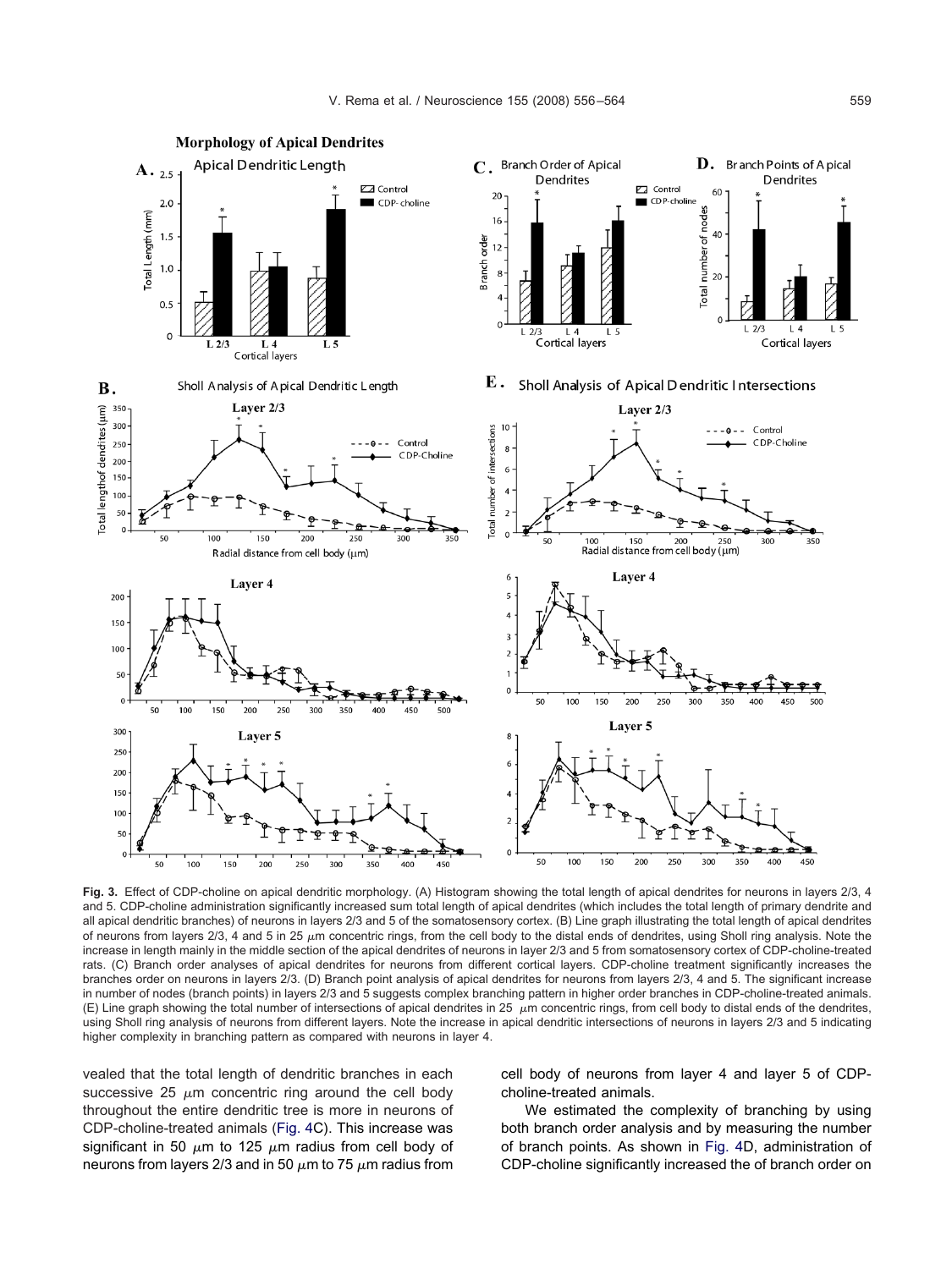**Fig. 3.** Effect of CDP-choline on apical dendritic morphology. (A) Histogram showing the total length of apical dendrites for neurons in layers 2/3, 4 and 5. CDP-choline administration significantly increased sum total length of apical dendrites (which includes the total length of primary dendrite and all apical dendritic branches) of neurons in layers 2/3 and 5 of the somatosensory cortex. (B) Line graph illustrating the total length of apical dendrites of neurons from layers 2/3, 4 and 5 in 25 $\mu$m concentric rings, from the cell body to the distal ends of dendrites, using Sholl ring analysis. Note the increase in length mainly in the middle section of the apical dendrites of neurons in layer 2/3 and 5 from somatosensory cortex of CDP-choline-treated rats. (C) Branch order analyses of apical dendrites for neurons from different cortical layers. CDP-choline treatment significantly increases the branches order on neurons in layers 2/3. (D) Branch point analysis of apical dendrites for neurons from layers 2/3, 4 and 5. The significant increase in number of nodes (branch points) in layers 2/3 and 5 suggests complex branching pattern in higher order branches in CDP-choline-treated animals. (E) Line graph showing the total number of intersections of apical dendrites in 25 $\mu$m concentric rings, from cell body to distal ends of the dendrites, using Sholl ring analysis of neurons from different layers. Note the increase in apical dendritic intersections of neurons in layers 2/3 and 5 indicating higher complexity in branching pattern as compared with neurons in layer 4.

vealed that the total length of dendritic branches in each successive 25 $\mu$m concentric ring around the cell body throughout the entire dendritic tree is more in neurons of CDP-choline-treated animals (Fig. 4C). This increase was significant in 50 $\mu$m to 125 $\mu$m radius from cell body of neurons from layers 2/3 and in 50 $\mu$m to 75 $\mu$m radius from cell body of neurons from layer 4 and layer 5 of CDP-choline-treated animals.

We estimated the complexity of branching by using both branch order analysis and by measuring the number of branch points. As shown in Fig. 4D, administration of CDP-choline significantly increased the of branch order on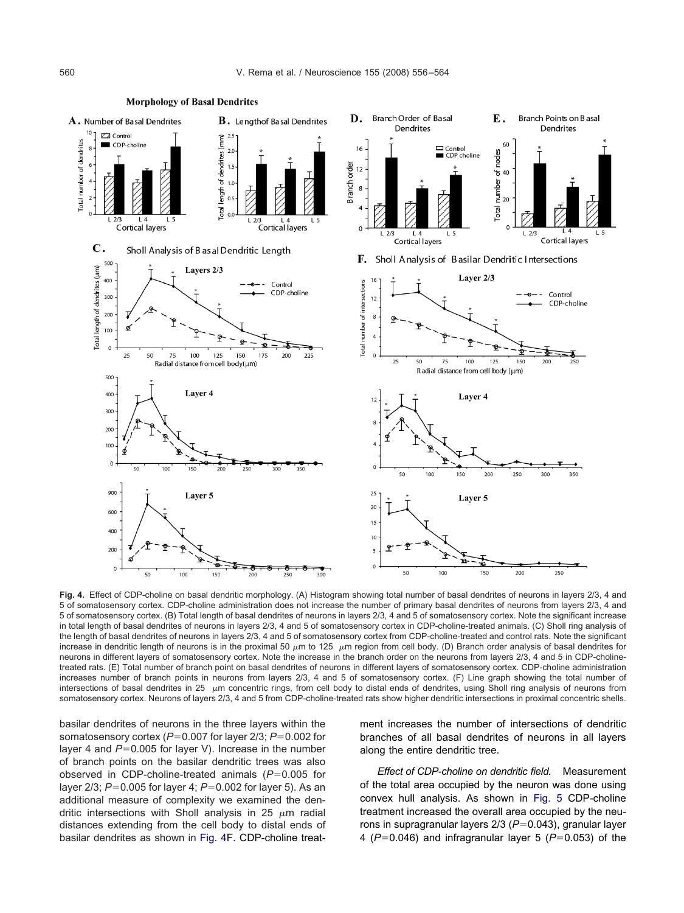**Fig. 4.** Effect of CDP-choline on basal dendritic morphology. (A) Histogram showing total number of basal dendrites of neurons in layers 2/3, 4 and 5 of somatosensory cortex. CDP-choline administration does not increase the number of primary basal dendrites of neurons from layers 2/3, 4 and 5 of somatosensory cortex. (B) Total length of basal dendrites of neurons in layers 2/3, 4 and 5 of somatosensory cortex. Note the significant increase in total length of basal dendrites of neurons in layers 2/3, 4 and 5 of somatosensory cortex in CDP-choline-treated animals. (C) Sholl ring analysis of the length of basal dendrites of neurons in layers 2/3, 4 and 5 of somatosensory cortex from CDP-choline-treated and control rats. Note the significant increase in dendritic length of neurons is in the proximal 50 $\mu$m to 125 $\mu$m region from cell body. (D) Branch order analysis of basal dendrites for neurons in different layers of somatosensory cortex. Note the increase in the branch order on the neurons from layers 2/3, 4 and 5 in CDP-choline-treated rats. (E) Total number of branch point on basal dendrites of neurons in different layers of somatosensory cortex. CDP-choline administration increases number of branch points in neurons from layers 2/3, 4 and 5 of somatosensory cortex. (F) Line graph showing the total number of intersections of basal dendrites in 25 $\mu$m concentric rings, from cell body to distal ends of dendrites, using Sholl ring analysis of neurons from somatosensory cortex. Neurons of layers 2/3, 4 and 5 from CDP-choline-treated rats show higher dendritic intersections in proximal concentric shells.

basilar dendrites of neurons in the three layers within the somatosensory cortex ($P$=0.007 for layer 2/3; $P$=0.002 for layer 4 and $P$=0.005 for layer V). Increase in the number of branch points on the basilar dendritic trees was also observed in CDP-choline-treated animals ($P$=0.005 for layer 2/3; $P$=0.005 for layer 4; $P$=0.002 for layer 5). As an additional measure of complexity we examined the dendritic intersections with Sholl analysis in 25 $\mu$m radial distances extending from the cell body to distal ends of basilar dendrites as shown in Fig. 4F. CDP-choline treatment increases the number of intersections of dendritic branches of all basal dendrites of neurons in all layers along the entire dendritic tree.

*Effect of CDP-choline on dendritic field.* Measurement of the total area occupied by the neuron was done using convex hull analysis. As shown in Fig. 5 CDP-choline treatment increased the overall area occupied by the neurons in supragranular layers 2/3 ($P$=0.043), granular layer 4 ($P$=0.046) and infragranular layer 5 ($P$=0.053) of the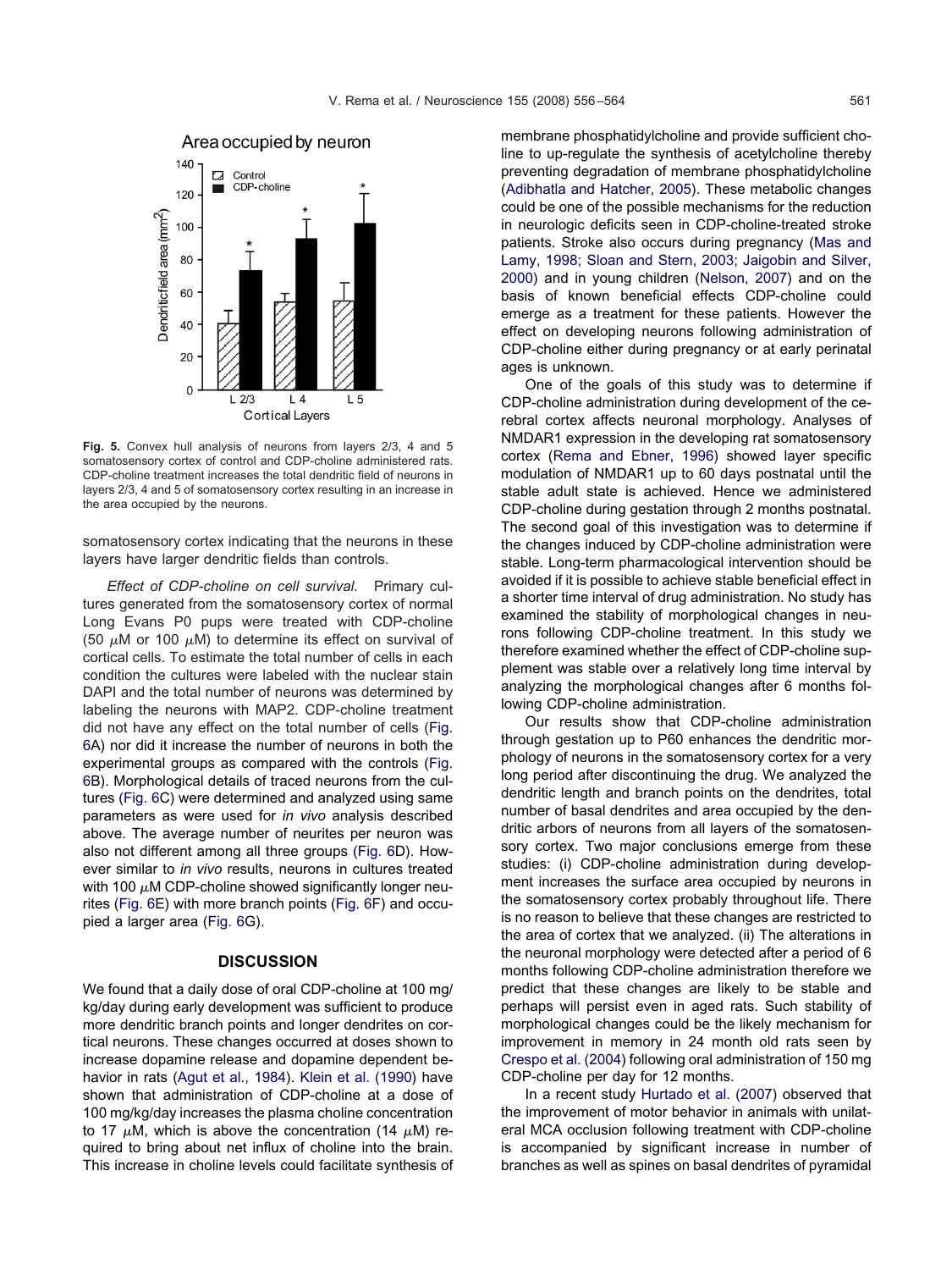Fig. 5. Convex hull analysis of neurons from layers 2/3, 4 and 5 somatosensory cortex of control and CDP-choline administered rats. CDP-choline treatment increases the total dendritic field of neurons in layers 2/3, 4 and 5 of somatosensory cortex resulting in an increase in the area occupied by the neurons.

somatosensory cortex indicating that the neurons in these layers have larger dendritic fields than controls.

*Effect of CDP-choline on cell survival.* Primary cultures generated from the somatosensory cortex of normal Long Evans P0 pups were treated with CDP-choline (50 $\mu$M or 100 $\mu$M) to determine its effect on survival of cortical cells. To estimate the total number of cells in each condition the cultures were labeled with the nuclear stain DAPI and the total number of neurons was determined by labeling the neurons with MAP2. CDP-choline treatment did not have any effect on the total number of cells (Fig. 6A) nor did it increase the number of neurons in both the experimental groups as compared with the controls (Fig. 6B). Morphological details of traced neurons from the cultures (Fig. 6C) were determined and analyzed using same parameters as were used for *in vivo* analysis described above. The average number of neurites per neuron was also not different among all three groups (Fig. 6D). However similar to *in vivo* results, neurons in cultures treated with 100 $\mu$M CDP-choline showed significantly longer neurites (Fig. 6E) with more branch points (Fig. 6F) and occupied a larger area (Fig. 6G).

## DISCUSSION

We found that a daily dose of oral CDP-choline at 100 mg/kg/day during early development was sufficient to produce more dendritic branch points and longer dendrites on cortical neurons. These changes occurred at doses shown to increase dopamine release and dopamine dependent behavior in rats (Agut et al., 1984). Klein et al. (1990) have shown that administration of CDP-choline at a dose of 100 mg/kg/day increases the plasma choline concentration to 17 $\mu$M, which is above the concentration (14 $\mu$M) required to bring about net influx of choline into the brain. This increase in choline levels could facilitate synthesis of membrane phosphatidylcholine and provide sufficient choline to up-regulate the synthesis of acetylcholine thereby preventing degradation of membrane phosphatidylcholine (Adibhatla and Hatcher, 2005). These metabolic changes could be one of the possible mechanisms for the reduction in neurologic deficits seen in CDP-choline-treated stroke patients. Stroke also occurs during pregnancy (Mas and Lamy, 1998; Sloan and Stern, 2003; Jaigobin and Silver, 2000) and in young children (Nelson, 2007) and on the basis of known beneficial effects CDP-choline could emerge as a treatment for these patients. However the effect on developing neurons following administration of CDP-choline either during pregnancy or at early perinatal ages is unknown.

One of the goals of this study was to determine if CDP-choline administration during development of the cerebral cortex affects neuronal morphology. Analyses of NMDAR1 expression in the developing rat somatosensory cortex (Rema and Ebner, 1996) showed layer specific modulation of NMDAR1 up to 60 days postnatal until the stable adult state is achieved. Hence we administered CDP-choline during gestation through 2 months postnatal. The second goal of this investigation was to determine if the changes induced by CDP-choline administration were stable. Long-term pharmacological intervention should be avoided if it is possible to achieve stable beneficial effect in a shorter time interval of drug administration. No study has examined the stability of morphological changes in neurons following CDP-choline treatment. In this study we therefore examined whether the effect of CDP-choline supplement was stable over a relatively long time interval by analyzing the morphological changes after 6 months following CDP-choline administration.

Our results show that CDP-choline administration through gestation up to P60 enhances the dendritic morphology of neurons in the somatosensory cortex for a very long period after discontinuing the drug. We analyzed the dendritic length and branch points on the dendrites, total number of basal dendrites and area occupied by the dendritic arbors of neurons from all layers of the somatosensory cortex. Two major conclusions emerge from these studies: (i) CDP-choline administration during development increases the surface area occupied by neurons in the somatosensory cortex probably throughout life. There is no reason to believe that these changes are restricted to the area of cortex that we analyzed. (ii) The alterations in the neuronal morphology were detected after a period of 6 months following CDP-choline administration therefore we predict that these changes are likely to be stable and perhaps will persist even in aged rats. Such stability of morphological changes could be the likely mechanism for improvement in memory in 24 month old rats seen by Crespo et al. (2004) following oral administration of 150 mg CDP-choline per day for 12 months.

In a recent study Hurtado et al. (2007) observed that the improvement of motor behavior in animals with unilateral MCA occlusion following treatment with CDP-choline is accompanied by significant increase in number of branches as well as spines on basal dendrites of pyramidal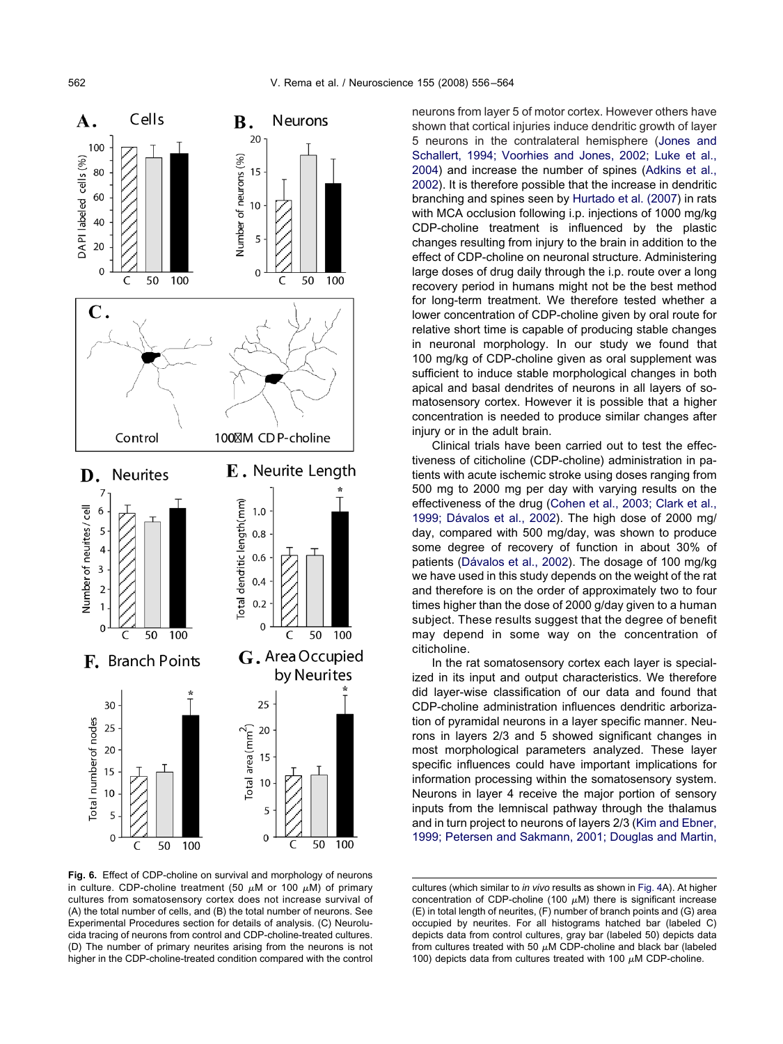neurons from layer 5 of motor cortex. However others have shown that cortical injuries induce dendritic growth of layer 5 neurons in the contralateral hemisphere (Jones and Schallert, 1994; Voorhies and Jones, 2002; Luke et al., 2004) and increase the number of spines (Adkins et al., 2002). It is therefore possible that the increase in dendritic branching and spines seen by Hurtado et al. (2007) in rats with MCA occlusion following i.p. injections of 1000 mg/kg CDP-choline treatment is influenced by the plastic changes resulting from injury to the brain in addition to the effect of CDP-choline on neuronal structure. Administering large doses of drug daily through the i.p. route over a long recovery period in humans might not be the best method for long-term treatment. We therefore tested whether a lower concentration of CDP-choline given by oral route for relative short time is capable of producing stable changes in neuronal morphology. In our study we found that 100 mg/kg of CDP-choline given as oral supplement was sufficient to induce stable morphological changes in both apical and basal dendrites of neurons in all layers of somatosensory cortex. However it is possible that a higher concentration is needed to produce similar changes after injury or in the adult brain.

Clinical trials have been carried out to test the effectiveness of citicholine (CDP-choline) administration in patients with acute ischemic stroke using doses ranging from 500 mg to 2000 mg per day with varying results on the effectiveness of the drug (Cohen et al., 2003; Clark et al., 1999; Dávalos et al., 2002). The high dose of 2000 mg/day, compared with 500 mg/day, was shown to produce some degree of recovery of function in about 30% of patients (Dávalos et al., 2002). The dosage of 100 mg/kg we have used in this study depends on the weight of the rat and therefore is on the order of approximately two to four times higher than the dose of 2000 g/day given to a human subject. These results suggest that the degree of benefit may depend in some way on the concentration of citicholine.

In the rat somatosensory cortex each layer is specialized in its input and output characteristics. We therefore did layer-wise classification of our data and found that CDP-choline administration influences dendritic arborization of pyramidal neurons in a layer specific manner. Neurons in layers 2/3 and 5 showed significant changes in most morphological parameters analyzed. These layer specific influences could have important implications for information processing within the somatosensory system. Neurons in layer 4 receive the major portion of sensory inputs from the lemniscal pathway through the thalamus and in turn project to neurons of layers 2/3 (Kim and Ebner, 1999; Petersen and Sakmann, 2001; Douglas and Martin,

**Fig. 6.** Effect of CDP-choline on survival and morphology of neurons in culture. CDP-choline treatment (50 $\mu$M or 100 $\mu$M) of primary cultures from somatosensory cortex does not increase survival of (A) the total number of cells, and (B) the total number of neurons. See Experimental Procedures section for details of analysis. (C) Neurolucida tracing of neurons from control and CDP-choline-treated cultures. (D) The number of primary neurites arising from the neurons is not higher in the CDP-choline-treated condition compared with the control cultures (which similar to *in vivo* results as shown in Fig. 4A). At higher concentration of CDP-choline (100 $\mu$M) there is significant increase (E) in total length of neurites, (F) number of branch points and (G) area occupied by neurites. For all histograms hatched bar (labeled C) depicts data from control cultures, gray bar (labeled 50) depicts data from cultures treated with 50 $\mu$M CDP-choline and black bar (labeled 100) depicts data from cultures treated with 100 $\mu$M CDP-choline.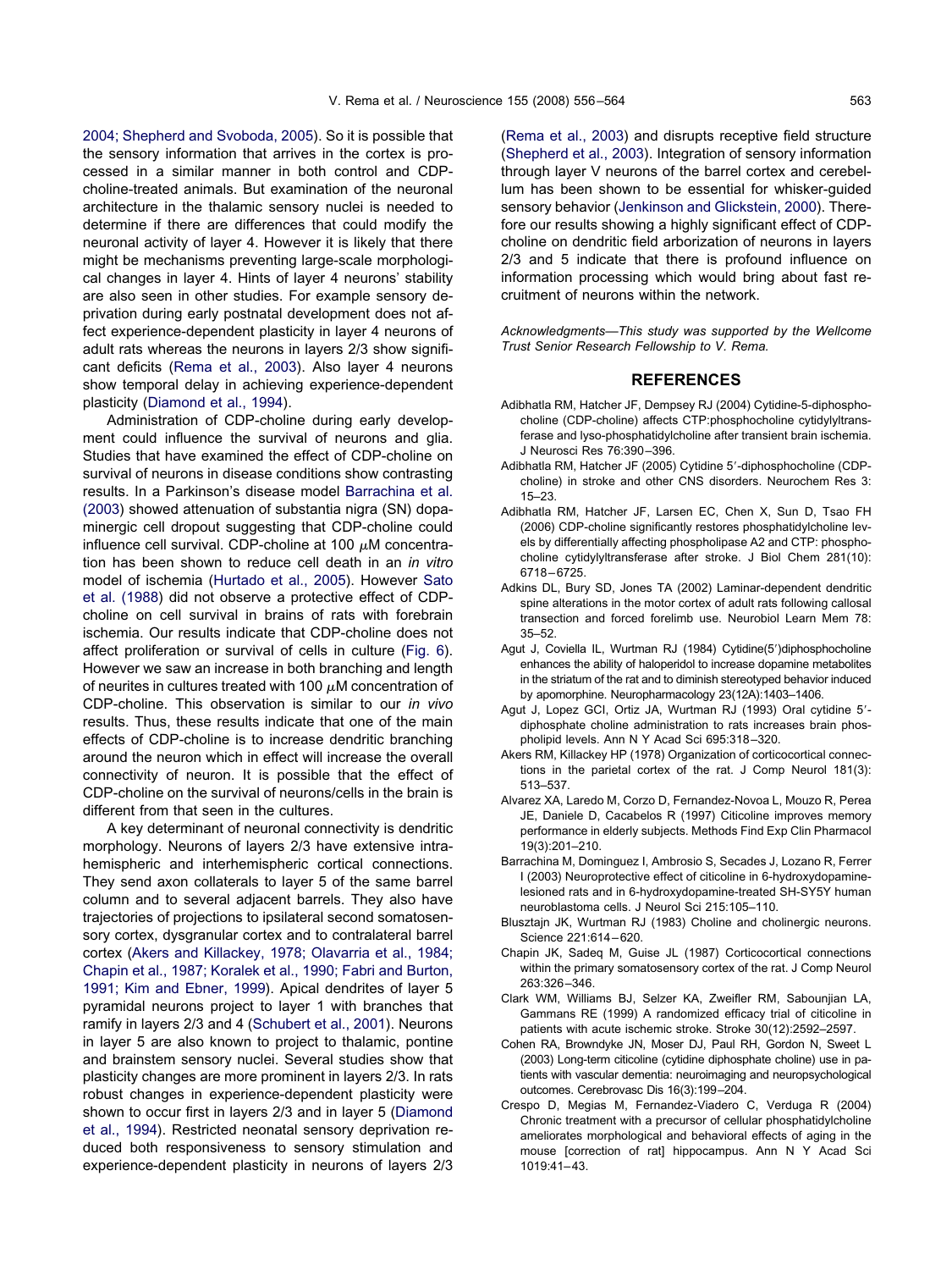2004; Shepherd and Svoboda, 2005). So it is possible that the sensory information that arrives in the cortex is processed in a similar manner in both control and CDP-choline-treated animals. But examination of the neuronal architecture in the thalamic sensory nuclei is needed to determine if there are differences that could modify the neuronal activity of layer 4. However it is likely that there might be mechanisms preventing large-scale morphological changes in layer 4. Hints of layer 4 neurons' stability are also seen in other studies. For example sensory deprivation during early postnatal development does not affect experience-dependent plasticity in layer 4 neurons of adult rats whereas the neurons in layers 2/3 show significant deficits (Rema et al., 2003). Also layer 4 neurons show temporal delay in achieving experience-dependent plasticity (Diamond et al., 1994).

Administration of CDP-choline during early development could influence the survival of neurons and glia. Studies that have examined the effect of CDP-choline on survival of neurons in disease conditions show contrasting results. In a Parkinson's disease model Barrachina et al. (2003) showed attenuation of substantia nigra (SN) dopaminergic cell dropout suggesting that CDP-choline could influence cell survival. CDP-choline at 100 $\mu$M concentration has been shown to reduce cell death in an *in vitro* model of ischemia (Hurtado et al., 2005). However Sato et al. (1988) did not observe a protective effect of CDP-choline on cell survival in brains of rats with forebrain ischemia. Our results indicate that CDP-choline does not affect proliferation or survival of cells in culture (Fig. 6). However we saw an increase in both branching and length of neurites in cultures treated with 100 $\mu$M concentration of CDP-choline. This observation is similar to our *in vivo* results. Thus, these results indicate that one of the main effects of CDP-choline is to increase dendritic branching around the neuron which in effect will increase the overall connectivity of neuron. It is possible that the effect of CDP-choline on the survival of neurons/cells in the brain is different from that seen in the cultures.

A key determinant of neuronal connectivity is dendritic morphology. Neurons of layers 2/3 have extensive intrahemispheric and interhemispheric cortical connections. They send axon collaterals to layer 5 of the same barrel column and to several adjacent barrels. They also have trajectories of projections to ipsilateral second somatosensory cortex, dysgranular cortex and to contralateral barrel cortex (Akers and Killackey, 1978; Olavarria et al., 1984; Chapin et al., 1987; Koralek et al., 1990; Fabri and Burton, 1991; Kim and Ebner, 1999). Apical dendrites of layer 5 pyramidal neurons project to layer 1 with branches that ramify in layers 2/3 and 4 (Schubert et al., 2001). Neurons in layer 5 are also known to project to thalamic, pontine and brainstem sensory nuclei. Several studies show that plasticity changes are more prominent in layers 2/3. In rats robust changes in experience-dependent plasticity were shown to occur first in layers 2/3 and in layer 5 (Diamond et al., 1994). Restricted neonatal sensory deprivation reduced both responsiveness to sensory stimulation and experience-dependent plasticity in neurons of layers 2/3 (Rema et al., 2003) and disrupts receptive field structure (Shepherd et al., 2003). Integration of sensory information through layer V neurons of the barrel cortex and cerebellum has been shown to be essential for whisker-guided sensory behavior (Jenkinson and Glickstein, 2000). Therefore our results showing a highly significant effect of CDP-choline on dendritic field arborization of neurons in layers 2/3 and 5 indicate that there is profound influence on information processing which would bring about fast recruitment of neurons within the network.

*Acknowledgments—This study was supported by the Wellcome Trust Senior Research Fellowship to V. Rema.*

## REFERENCES

Adibhatla RM, Hatcher JF, Dempsey RJ (2004) Cytidine-5-diphosphocholine (CDP-choline) affects CTP:phosphocholine cytidylyltransferase and lyso-phosphatidylcholine after transient brain ischemia. J Neurosci Res 76:390–396.

Adibhatla RM, Hatcher JF (2005) Cytidine 5′-diphosphocholine (CDP-choline) in stroke and other CNS disorders. Neurochem Res 3:15–23.

Adibhatla RM, Hatcher JF, Larsen EC, Chen X, Sun D, Tsao FH (2006) CDP-choline significantly restores phosphatidylcholine levels by differentially affecting phospholipase A2 and CTP: phosphocholine cytidylyltransferase after stroke. J Biol Chem 281(10):6718–6725.

Adkins DL, Bury SD, Jones TA (2002) Laminar-dependent dendritic spine alterations in the motor cortex of adult rats following callosal transection and forced forelimb use. Neurobiol Learn Mem 78:35–52.

Agut J, Coviella IL, Wurtman RJ (1984) Cytidine(5′)diphosphocholine enhances the ability of haloperidol to increase dopamine metabolites in the striatum of the rat and to diminish stereotyped behavior induced by apomorphine. Neuropharmacology 23(12A):1403–1406.

Agut J, Lopez GCI, Ortiz JA, Wurtman RJ (1993) Oral cytidine 5′-diphosphate choline administration to rats increases brain phospholipid levels. Ann N Y Acad Sci 695:318–320.

Akers RM, Killackey HP (1978) Organization of corticocortical connections in the parietal cortex of the rat. J Comp Neurol 181(3):513–537.

Alvarez XA, Laredo M, Corzo D, Fernandez-Novoa L, Mouzo R, Perea JE, Daniele D, Cacabelos R (1997) Citicoline improves memory performance in elderly subjects. Methods Find Exp Clin Pharmacol 19(3):201–210.

Barrachina M, Dominguez I, Ambrosio S, Secades J, Lozano R, Ferrer I (2003) Neuroprotective effect of citicoline in 6-hydroxydopamine-lesioned rats and in 6-hydroxydopamine-treated SH-SY5Y human neuroblastoma cells. J Neurol Sci 215:105–110.

Blusztajn JK, Wurtman RJ (1983) Choline and cholinergic neurons. Science 221:614–620.

Chapin JK, Sadeq M, Guise JL (1987) Corticocortical connections within the primary somatosensory cortex of the rat. J Comp Neurol 263:326–346.

Clark WM, Williams BJ, Selzer KA, Zweifler RM, Sabounjian LA, Gammans RE (1999) A randomized efficacy trial of citicoline in patients with acute ischemic stroke. Stroke 30(12):2592–2597.

Cohen RA, Browndyke JN, Moser DJ, Paul RH, Gordon N, Sweet L (2003) Long-term citicoline (cytidine diphosphate choline) use in patients with vascular dementia: neuroimaging and neuropsychological outcomes. Cerebrovasc Dis 16(3):199–204.

Crespo D, Megias M, Fernandez-Viadero C, Verduga R (2004) Chronic treatment with a precursor of cellular phosphatidylcholine ameliorates morphological and behavioral effects of aging in the mouse [correction of rat] hippocampus. Ann N Y Acad Sci 1019:41–43.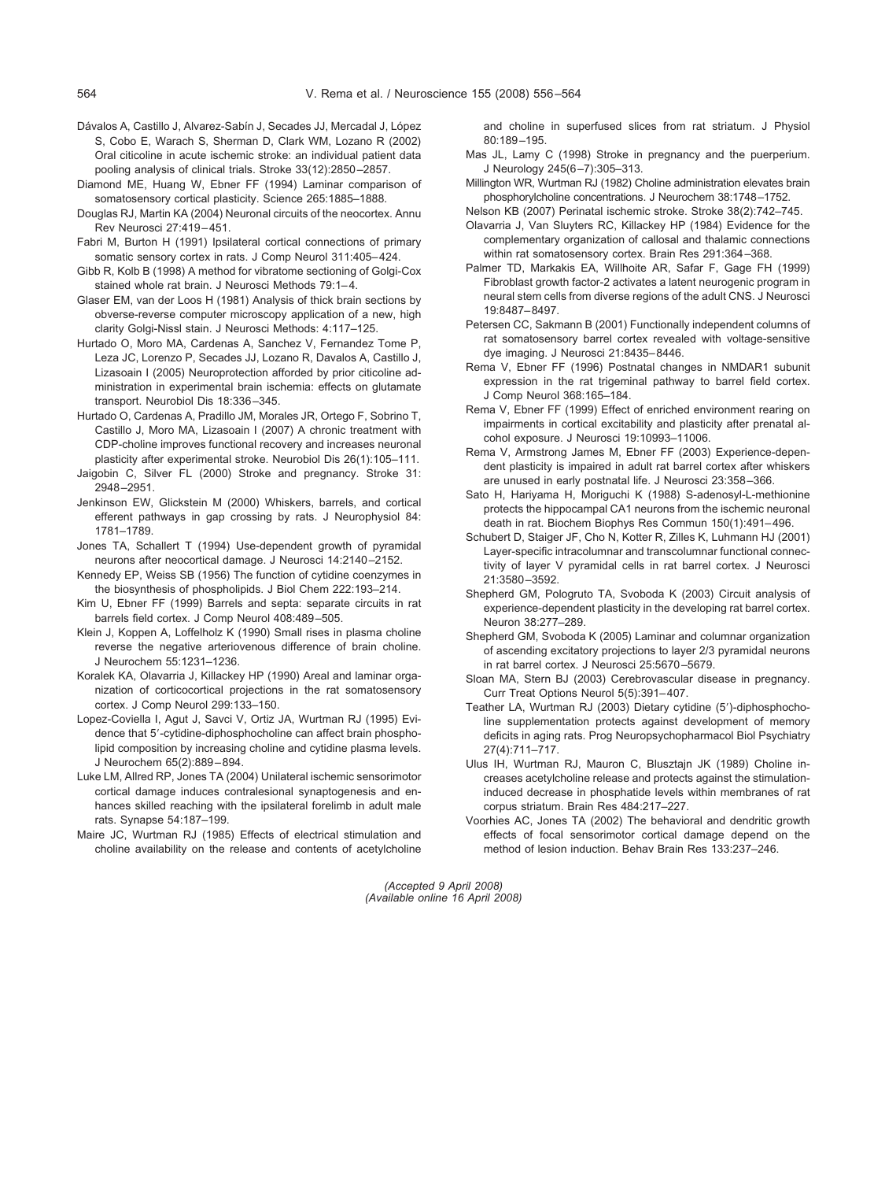Dávalos A, Castillo J, Alvarez-Sabín J, Secades JJ, Mercadal J, López S, Cobo E, Warach S, Sherman D, Clark WM, Lozano R (2002) Oral citicoline in acute ischemic stroke: an individual patient data pooling analysis of clinical trials. Stroke 33(12):2850–2857.

Diamond ME, Huang W, Ebner FF (1994) Laminar comparison of somatosensory cortical plasticity. Science 265:1885–1888.

Douglas RJ, Martin KA (2004) Neuronal circuits of the neocortex. Annu Rev Neurosci 27:419–451.

Fabri M, Burton H (1991) Ipsilateral cortical connections of primary somatic sensory cortex in rats. J Comp Neurol 311:405–424.

Gibb R, Kolb B (1998) A method for vibratome sectioning of Golgi-Cox stained whole rat brain. J Neurosci Methods 79:1–4.

Glaser EM, van der Loos H (1981) Analysis of thick brain sections by obverse-reverse computer microscopy application of a new, high clarity Golgi-Nissl stain. J Neurosci Methods: 4:117–125.

Hurtado O, Moro MA, Cardenas A, Sanchez V, Fernandez Tome P, Leza JC, Lorenzo P, Secades JJ, Lozano R, Davalos A, Castillo J, Lizasoain I (2005) Neuroprotection afforded by prior citicoline administration in experimental brain ischemia: effects on glutamate transport. Neurobiol Dis 18:336–345.

Hurtado O, Cardenas A, Pradillo JM, Morales JR, Ortego F, Sobrino T, Castillo J, Moro MA, Lizasoain I (2007) A chronic treatment with CDP-choline improves functional recovery and increases neuronal plasticity after experimental stroke. Neurobiol Dis 26(1):105–111.

Jaigobin C, Silver FL (2000) Stroke and pregnancy. Stroke 31: 2948–2951.

Jenkinson EW, Glickstein M (2000) Whiskers, barrels, and cortical efferent pathways in gap crossing by rats. J Neurophysiol 84: 1781–1789.

Jones TA, Schallert T (1994) Use-dependent growth of pyramidal neurons after neocortical damage. J Neurosci 14:2140–2152.

Kennedy EP, Weiss SB (1956) The function of cytidine coenzymes in the biosynthesis of phospholipids. J Biol Chem 222:193–214.

Kim U, Ebner FF (1999) Barrels and septa: separate circuits in rat barrels field cortex. J Comp Neurol 408:489–505.

Klein J, Koppen A, Loffelholz K (1990) Small rises in plasma choline reverse the negative arteriovenous difference of brain choline. J Neurochem 55:1231–1236.

Koralek KA, Olavarria J, Killackey HP (1990) Areal and laminar organization of corticocortical projections in the rat somatosensory cortex. J Comp Neurol 299:133–150.

Lopez-Coviella I, Agut J, Savci V, Ortiz JA, Wurtman RJ (1995) Evidence that 5′-cytidine-diphosphocholine can affect brain phospholipid composition by increasing choline and cytidine plasma levels. J Neurochem 65(2):889–894.

Luke LM, Allred RP, Jones TA (2004) Unilateral ischemic sensorimotor cortical damage induces contralesional synaptogenesis and enhances skilled reaching with the ipsilateral forelimb in adult male rats. Synapse 54:187–199.

Maire JC, Wurtman RJ (1985) Effects of electrical stimulation and choline availability on the release and contents of acetylcholine and choline in superfused slices from rat striatum. J Physiol 80:189–195.

Mas JL, Lamy C (1998) Stroke in pregnancy and the puerperium. J Neurology 245(6–7):305–313.

Millington WR, Wurtman RJ (1982) Choline administration elevates brain phosphorylcholine concentrations. J Neurochem 38:1748–1752.

Nelson KB (2007) Perinatal ischemic stroke. Stroke 38(2):742–745.

Olavarria J, Van Sluyters RC, Killackey HP (1984) Evidence for the complementary organization of callosal and thalamic connections within rat somatosensory cortex. Brain Res 291:364–368.

Palmer TD, Markakis EA, Willhoite AR, Safar F, Gage FH (1999) Fibroblast growth factor-2 activates a latent neurogenic program in neural stem cells from diverse regions of the adult CNS. J Neurosci 19:8487–8497.

Petersen CC, Sakmann B (2001) Functionally independent columns of rat somatosensory barrel cortex revealed with voltage-sensitive dye imaging. J Neurosci 21:8435–8446.

Rema V, Ebner FF (1996) Postnatal changes in NMDAR1 subunit expression in the rat trigeminal pathway to barrel field cortex. J Comp Neurol 368:165–184.

Rema V, Ebner FF (1999) Effect of enriched environment rearing on impairments in cortical excitability and plasticity after prenatal alcohol exposure. J Neurosci 19:10993–11006.

Rema V, Armstrong James M, Ebner FF (2003) Experience-dependent plasticity is impaired in adult rat barrel cortex after whiskers are unused in early postnatal life. J Neurosci 23:358–366.

Sato H, Hariyama H, Moriguchi K (1988) S-adenosyl-L-methionine protects the hippocampal CA1 neurons from the ischemic neuronal death in rat. Biochem Biophys Res Commun 150(1):491–496.

Schubert D, Staiger JF, Cho N, Kotter R, Zilles K, Luhmann HJ (2001) Layer-specific intracolumnar and transcolumnar functional connectivity of layer V pyramidal cells in rat barrel cortex. J Neurosci 21:3580–3592.

Shepherd GM, Pologruto TA, Svoboda K (2003) Circuit analysis of experience-dependent plasticity in the developing rat barrel cortex. Neuron 38:277–289.

Shepherd GM, Svoboda K (2005) Laminar and columnar organization of ascending excitatory projections to layer 2/3 pyramidal neurons in rat barrel cortex. J Neurosci 25:5670–5679.

Sloan MA, Stern BJ (2003) Cerebrovascular disease in pregnancy. Curr Treat Options Neurol 5(5):391–407.

Teather LA, Wurtman RJ (2003) Dietary cytidine (5′)-diphosphocholine supplementation protects against development of memory deficits in aging rats. Prog Neuropsychopharmacol Biol Psychiatry 27(4):711–717.

Ulus IH, Wurtman RJ, Mauron C, Blusztajn JK (1989) Choline increases acetylcholine release and protects against the stimulation-induced decrease in phosphatide levels within membranes of rat corpus striatum. Brain Res 484:217–227.

Voorhies AC, Jones TA (2002) The behavioral and dendritic growth effects of focal sensorimotor cortical damage depend on the method of lesion induction. Behav Brain Res 133:237–246.

*(Accepted 9 April 2008)*
*(Available online 16 April 2008)*